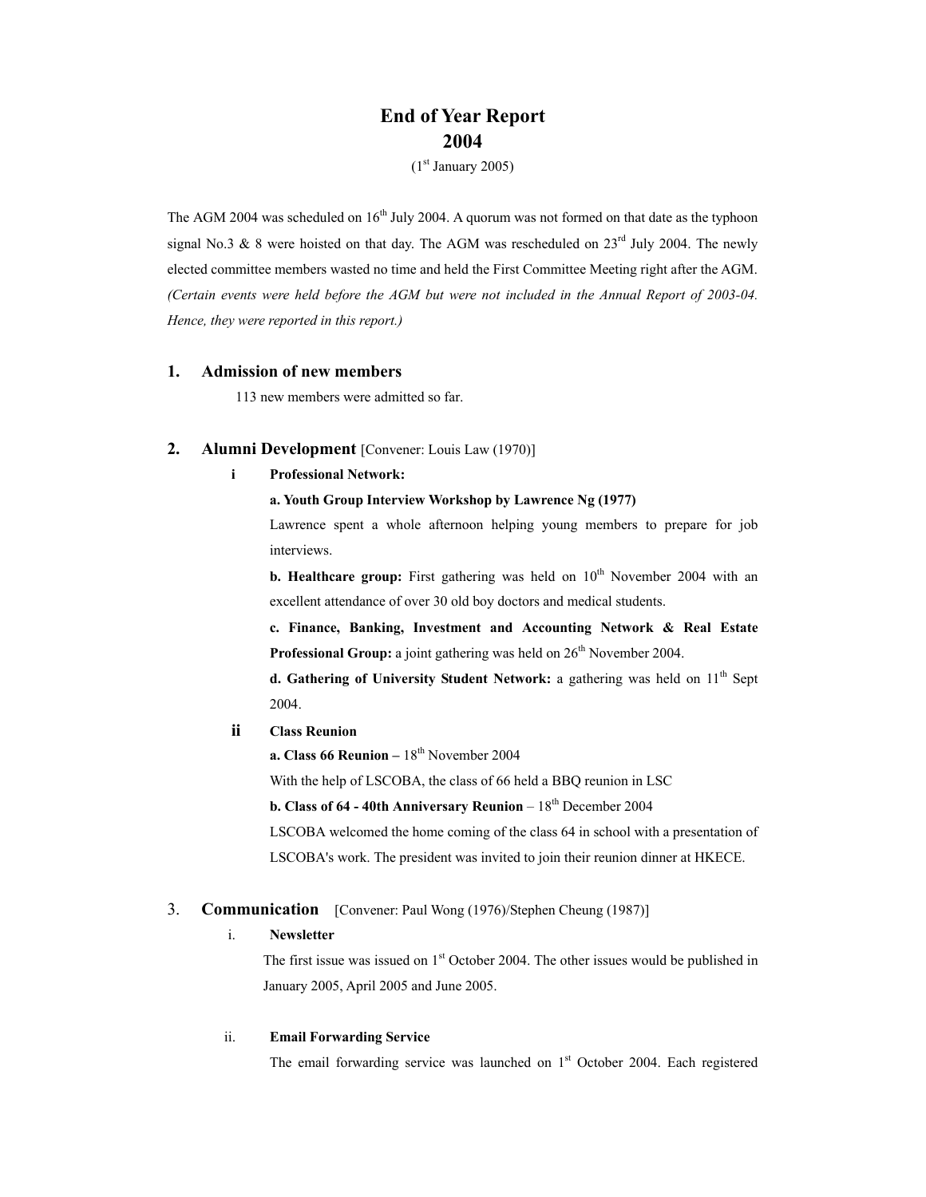# End of Year Report
# 2004

(1st January 2005)

The AGM 2004 was scheduled on 16th July 2004. A quorum was not formed on that date as the typhoon signal No.3 & 8 were hoisted on that day. The AGM was rescheduled on 23rd July 2004. The newly elected committee members wasted no time and held the First Committee Meeting right after the AGM. *(Certain events were held before the AGM but were not included in the Annual Report of 2003-04. Hence, they were reported in this report.)*

## 1. Admission of new members

113 new members were admitted so far.

## 2. Alumni Development [Convener: Louis Law (1970)]

### i Professional Network:

**a. Youth Group Interview Workshop by Lawrence Ng (1977)**

Lawrence spent a whole afternoon helping young members to prepare for job interviews.

**b. Healthcare group:** First gathering was held on 10th November 2004 with an excellent attendance of over 30 old boy doctors and medical students.

**c. Finance, Banking, Investment and Accounting Network & Real Estate Professional Group:** a joint gathering was held on 26th November 2004.

**d. Gathering of University Student Network:** a gathering was held on 11th Sept 2004.

### ii Class Reunion

**a. Class 66 Reunion –** 18th November 2004

With the help of LSCOBA, the class of 66 held a BBQ reunion in LSC

**b. Class of 64 - 40th Anniversary Reunion** – 18th December 2004

LSCOBA welcomed the home coming of the class 64 in school with a presentation of LSCOBA's work. The president was invited to join their reunion dinner at HKECE.

## 3. Communication [Convener: Paul Wong (1976)/Stephen Cheung (1987)]

### i. Newsletter

The first issue was issued on 1st October 2004. The other issues would be published in January 2005, April 2005 and June 2005.

### ii. Email Forwarding Service

The email forwarding service was launched on 1st October 2004. Each registered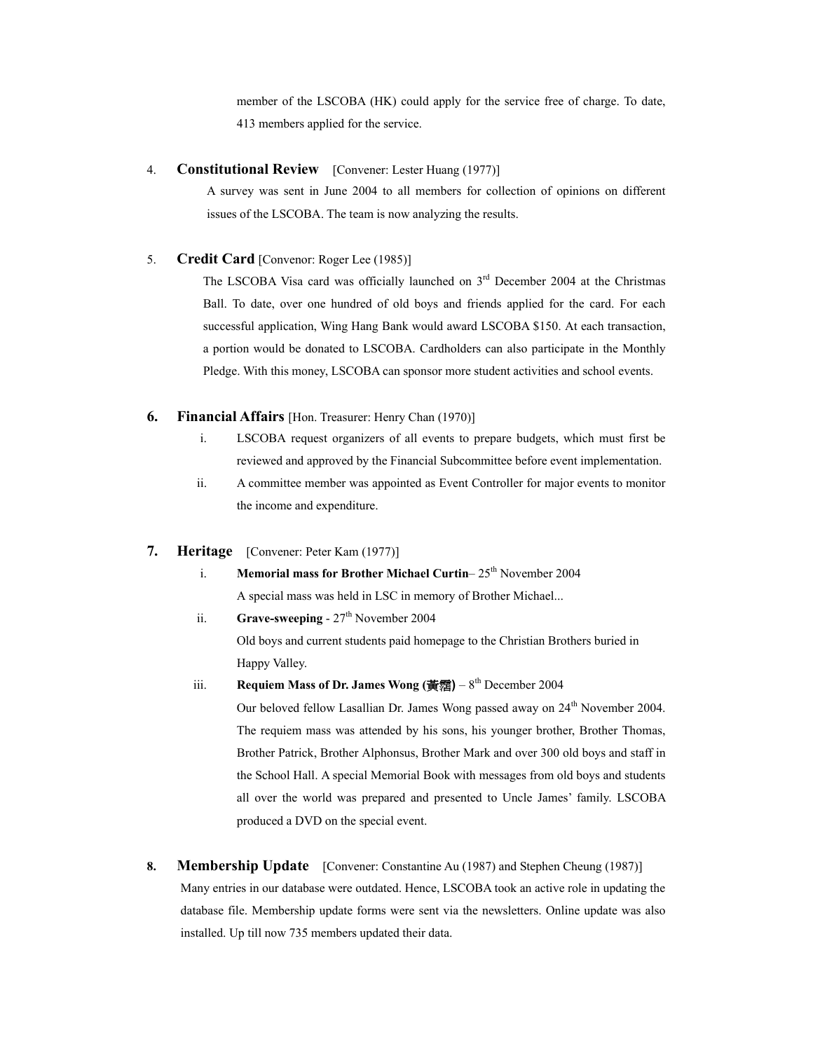member of the LSCOBA (HK) could apply for the service free of charge. To date, 413 members applied for the service.

4. **Constitutional Review** [Convener: Lester Huang (1977)]

A survey was sent in June 2004 to all members for collection of opinions on different issues of the LSCOBA. The team is now analyzing the results.

5. **Credit Card** [Convenor: Roger Lee (1985)]

The LSCOBA Visa card was officially launched on 3rd December 2004 at the Christmas Ball. To date, over one hundred of old boys and friends applied for the card. For each successful application, Wing Hang Bank would award LSCOBA $150. At each transaction, a portion would be donated to LSCOBA. Cardholders can also participate in the Monthly Pledge. With this money, LSCOBA can sponsor more student activities and school events.

**6. Financial Affairs** [Hon. Treasurer: Henry Chan (1970)]

i. LSCOBA request organizers of all events to prepare budgets, which must first be reviewed and approved by the Financial Subcommittee before event implementation.

ii. A committee member was appointed as Event Controller for major events to monitor the income and expenditure.

**7. Heritage** [Convener: Peter Kam (1977)]

i. **Memorial mass for Brother Michael Curtin**– 25th November 2004

A special mass was held in LSC in memory of Brother Michael...

ii. **Grave-sweeping** - 27th November 2004

Old boys and current students paid homepage to the Christian Brothers buried in Happy Valley.

iii. **Requiem Mass of Dr. James Wong (黃霑)** – 8th December 2004

Our beloved fellow Lasallian Dr. James Wong passed away on 24th November 2004. The requiem mass was attended by his sons, his younger brother, Brother Thomas, Brother Patrick, Brother Alphonsus, Brother Mark and over 300 old boys and staff in the School Hall. A special Memorial Book with messages from old boys and students all over the world was prepared and presented to Uncle James' family. LSCOBA produced a DVD on the special event.

**8. Membership Update** [Convener: Constantine Au (1987) and Stephen Cheung (1987)]

Many entries in our database were outdated. Hence, LSCOBA took an active role in updating the database file. Membership update forms were sent via the newsletters. Online update was also installed. Up till now 735 members updated their data.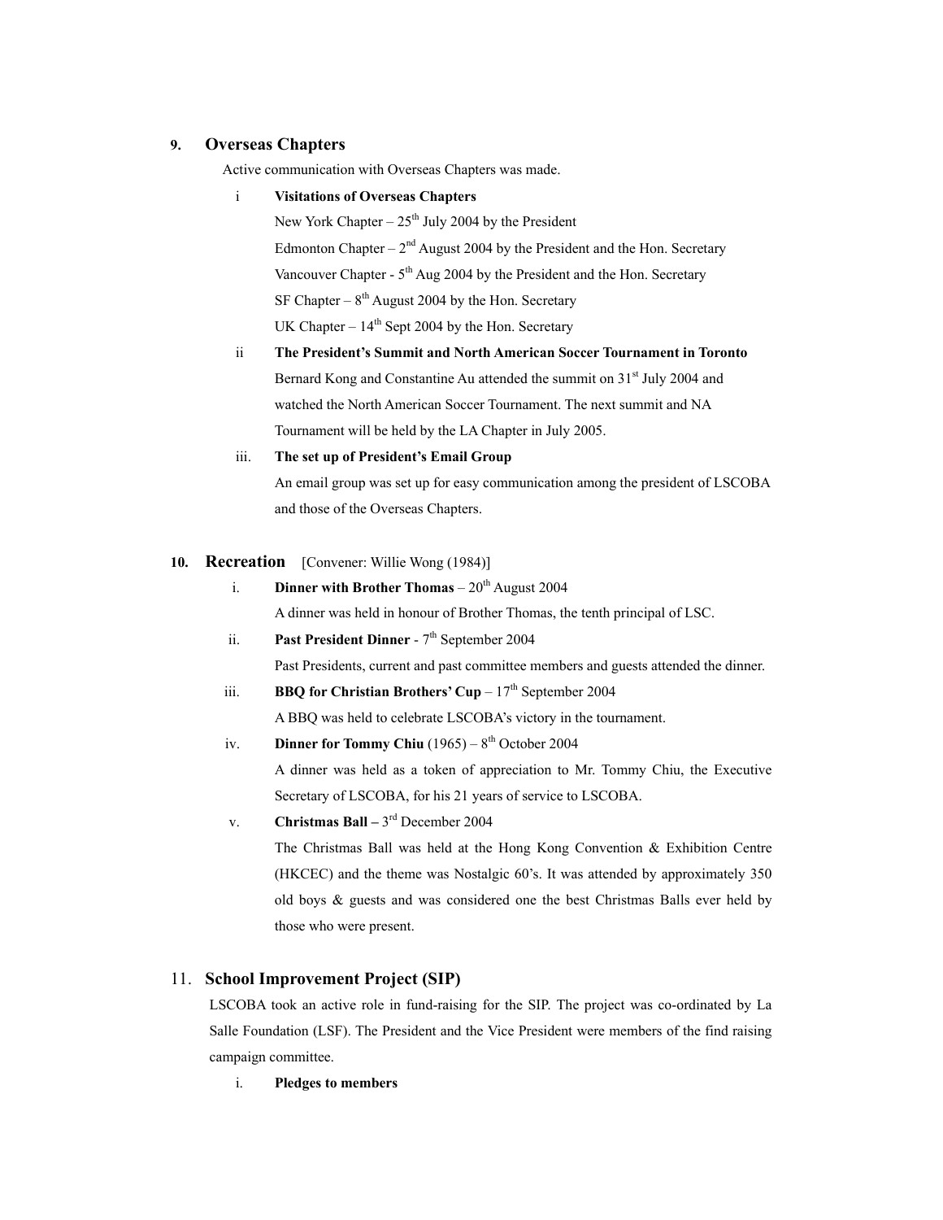## 9. Overseas Chapters

Active communication with Overseas Chapters was made.

i **Visitations of Overseas Chapters**

New York Chapter – 25th July 2004 by the President

Edmonton Chapter – 2nd August 2004 by the President and the Hon. Secretary

Vancouver Chapter - 5th Aug 2004 by the President and the Hon. Secretary

SF Chapter – 8th August 2004 by the Hon. Secretary

UK Chapter – 14th Sept 2004 by the Hon. Secretary

ii **The President's Summit and North American Soccer Tournament in Toronto**

Bernard Kong and Constantine Au attended the summit on 31st July 2004 and watched the North American Soccer Tournament. The next summit and NA Tournament will be held by the LA Chapter in July 2005.

iii. **The set up of President's Email Group**

An email group was set up for easy communication among the president of LSCOBA and those of the Overseas Chapters.

## 10. Recreation [Convener: Willie Wong (1984)]

i. **Dinner with Brother Thomas** – 20th August 2004

A dinner was held in honour of Brother Thomas, the tenth principal of LSC.

ii. **Past President Dinner** - 7th September 2004

Past Presidents, current and past committee members and guests attended the dinner.

iii. **BBQ for Christian Brothers' Cup** – 17th September 2004

A BBQ was held to celebrate LSCOBA's victory in the tournament.

iv. **Dinner for Tommy Chiu** (1965) – 8th October 2004

A dinner was held as a token of appreciation to Mr. Tommy Chiu, the Executive Secretary of LSCOBA, for his 21 years of service to LSCOBA.

v. **Christmas Ball –** 3rd December 2004

The Christmas Ball was held at the Hong Kong Convention & Exhibition Centre (HKCEC) and the theme was Nostalgic 60's. It was attended by approximately 350 old boys & guests and was considered one the best Christmas Balls ever held by those who were present.

## 11. School Improvement Project (SIP)

LSCOBA took an active role in fund-raising for the SIP. The project was co-ordinated by La Salle Foundation (LSF). The President and the Vice President were members of the find raising campaign committee.

i. **Pledges to members**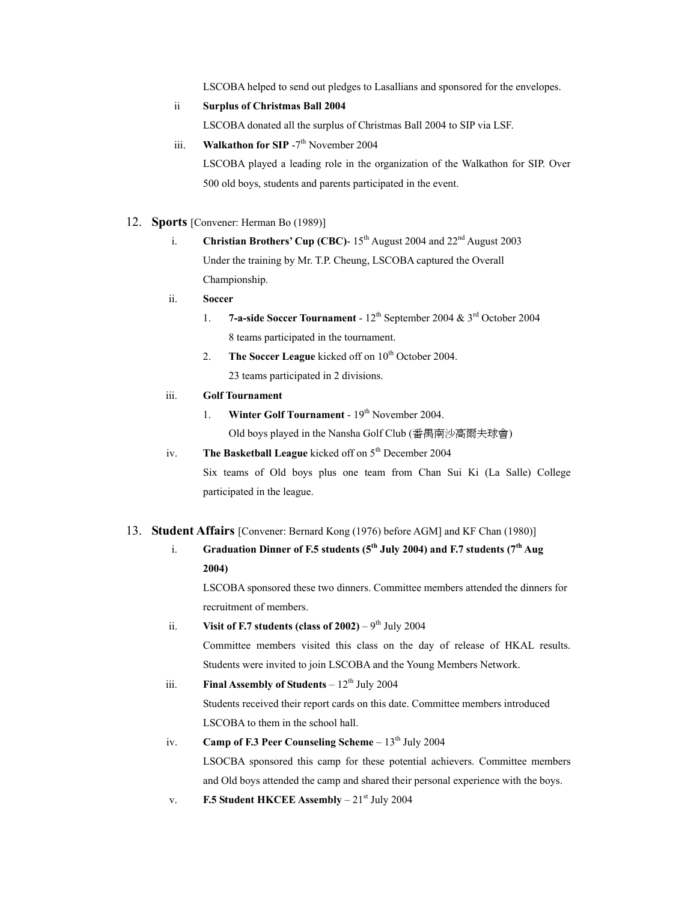LSCOBA helped to send out pledges to Lasallians and sponsored for the envelopes.

ii **Surplus of Christmas Ball 2004**

LSCOBA donated all the surplus of Christmas Ball 2004 to SIP via LSF.

iii. **Walkathon for SIP** -7th November 2004

LSCOBA played a leading role in the organization of the Walkathon for SIP. Over 500 old boys, students and parents participated in the event.

12. **Sports** [Convener: Herman Bo (1989)]

i. **Christian Brothers' Cup (CBC)**- 15th August 2004 and 22nd August 2003

Under the training by Mr. T.P. Cheung, LSCOBA captured the Overall Championship.

ii. **Soccer**

1. **7-a-side Soccer Tournament** - 12th September 2004 & 3rd October 2004

8 teams participated in the tournament.

2. **The Soccer League** kicked off on 10th October 2004.

23 teams participated in 2 divisions.

iii. **Golf Tournament**

1. **Winter Golf Tournament** - 19th November 2004.

Old boys played in the Nansha Golf Club (番禺南沙高爾夫球會)

iv. **The Basketball League** kicked off on 5th December 2004

Six teams of Old boys plus one team from Chan Sui Ki (La Salle) College participated in the league.

13. **Student Affairs** [Convener: Bernard Kong (1976) before AGM] and KF Chan (1980)]

i. **Graduation Dinner of F.5 students (5th July 2004) and F.7 students (7th Aug 2004)**

LSCOBA sponsored these two dinners. Committee members attended the dinners for recruitment of members.

ii. **Visit of F.7 students (class of 2002)** – 9th July 2004

Committee members visited this class on the day of release of HKAL results. Students were invited to join LSCOBA and the Young Members Network.

iii. **Final Assembly of Students** – 12th July 2004

Students received their report cards on this date. Committee members introduced LSCOBA to them in the school hall.

iv. **Camp of F.3 Peer Counseling Scheme** – 13th July 2004

LSOCBA sponsored this camp for these potential achievers. Committee members and Old boys attended the camp and shared their personal experience with the boys.

v. **F.5 Student HKCEE Assembly** – 21st July 2004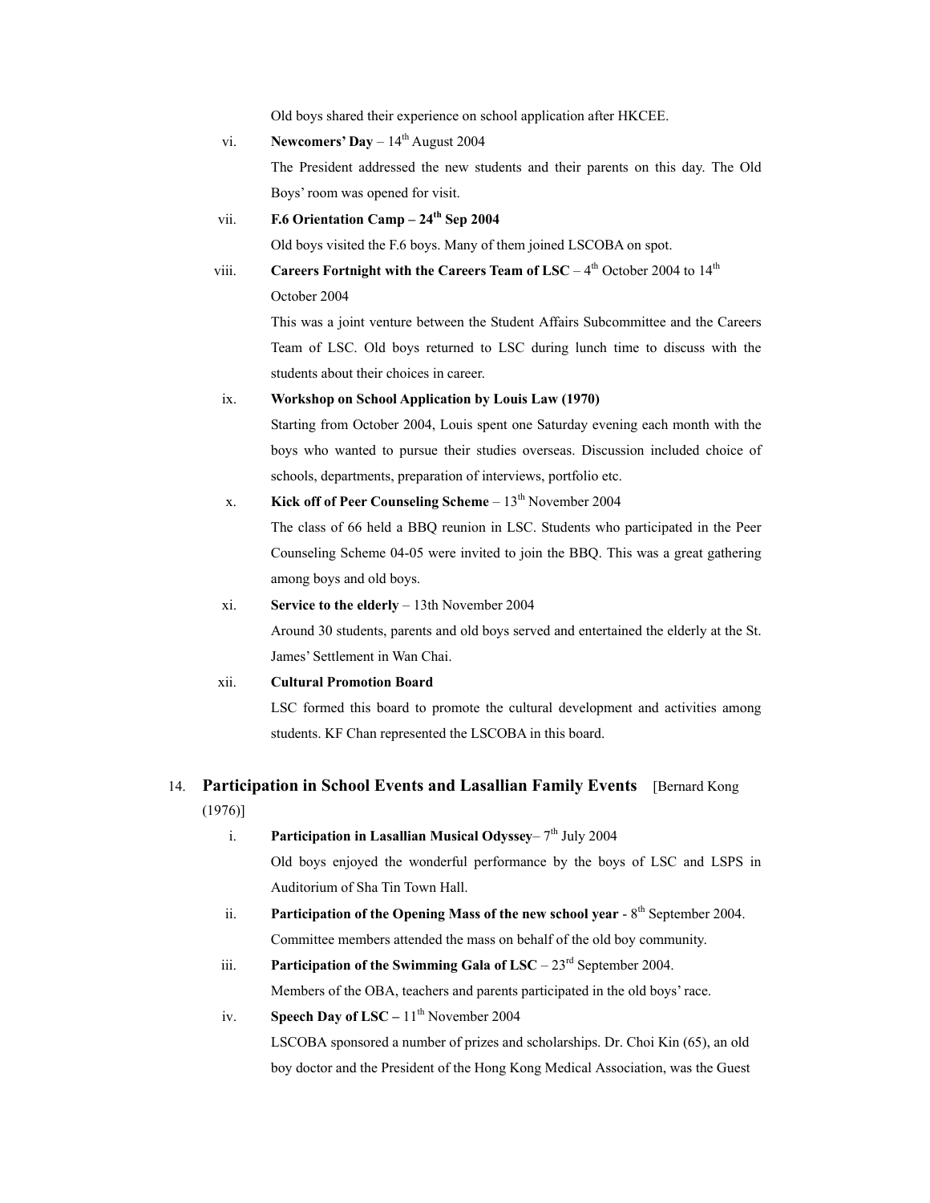Old boys shared their experience on school application after HKCEE.

vi. **Newcomers' Day** – 14th August 2004

The President addressed the new students and their parents on this day. The Old Boys' room was opened for visit.

vii. **F.6 Orientation Camp – 24th Sep 2004**

Old boys visited the F.6 boys. Many of them joined LSCOBA on spot.

viii. **Careers Fortnight with the Careers Team of LSC** – 4th October 2004 to 14th October 2004

This was a joint venture between the Student Affairs Subcommittee and the Careers Team of LSC. Old boys returned to LSC during lunch time to discuss with the students about their choices in career.

ix. **Workshop on School Application by Louis Law (1970)**

Starting from October 2004, Louis spent one Saturday evening each month with the boys who wanted to pursue their studies overseas. Discussion included choice of schools, departments, preparation of interviews, portfolio etc.

x. **Kick off of Peer Counseling Scheme** – 13th November 2004

The class of 66 held a BBQ reunion in LSC. Students who participated in the Peer Counseling Scheme 04-05 were invited to join the BBQ. This was a great gathering among boys and old boys.

xi. **Service to the elderly** – 13th November 2004

Around 30 students, parents and old boys served and entertained the elderly at the St. James' Settlement in Wan Chai.

xii. **Cultural Promotion Board**

LSC formed this board to promote the cultural development and activities among students. KF Chan represented the LSCOBA in this board.

## 14. Participation in School Events and Lasallian Family Events [Bernard Kong (1976)]

i. **Participation in Lasallian Musical Odyssey**– 7th July 2004

Old boys enjoyed the wonderful performance by the boys of LSC and LSPS in Auditorium of Sha Tin Town Hall.

ii. **Participation of the Opening Mass of the new school year** - 8th September 2004.

Committee members attended the mass on behalf of the old boy community.

iii. **Participation of the Swimming Gala of LSC** – 23rd September 2004.

Members of the OBA, teachers and parents participated in the old boys' race.

iv. **Speech Day of LSC –** 11th November 2004

LSCOBA sponsored a number of prizes and scholarships. Dr. Choi Kin (65), an old boy doctor and the President of the Hong Kong Medical Association, was the Guest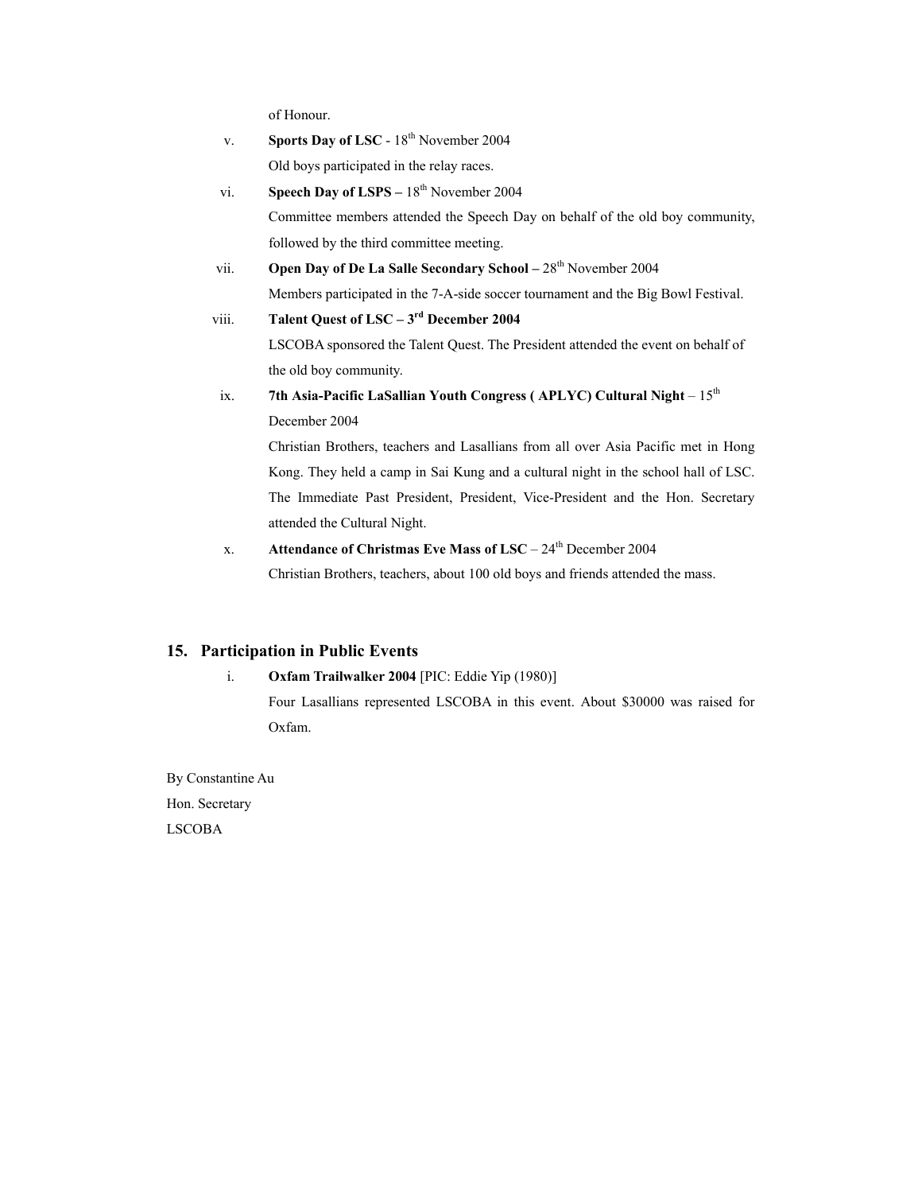of Honour.

v. **Sports Day of LSC** - 18th November 2004

Old boys participated in the relay races.

vi. **Speech Day of LSPS –** 18th November 2004

Committee members attended the Speech Day on behalf of the old boy community, followed by the third committee meeting.

vii. **Open Day of De La Salle Secondary School –** 28th November 2004

Members participated in the 7-A-side soccer tournament and the Big Bowl Festival.

viii. **Talent Quest of LSC – 3rd December 2004**

LSCOBA sponsored the Talent Quest. The President attended the event on behalf of the old boy community.

ix. **7th Asia-Pacific LaSallian Youth Congress ( APLYC) Cultural Night** – 15th December 2004

Christian Brothers, teachers and Lasallians from all over Asia Pacific met in Hong Kong. They held a camp in Sai Kung and a cultural night in the school hall of LSC. The Immediate Past President, President, Vice-President and the Hon. Secretary attended the Cultural Night.

x. **Attendance of Christmas Eve Mass of LSC** – 24th December 2004

Christian Brothers, teachers, about 100 old boys and friends attended the mass.

## 15. Participation in Public Events

i. **Oxfam Trailwalker 2004** [PIC: Eddie Yip (1980)]

Four Lasallians represented LSCOBA in this event. About $30000 was raised for Oxfam.

By Constantine Au

Hon. Secretary

LSCOBA